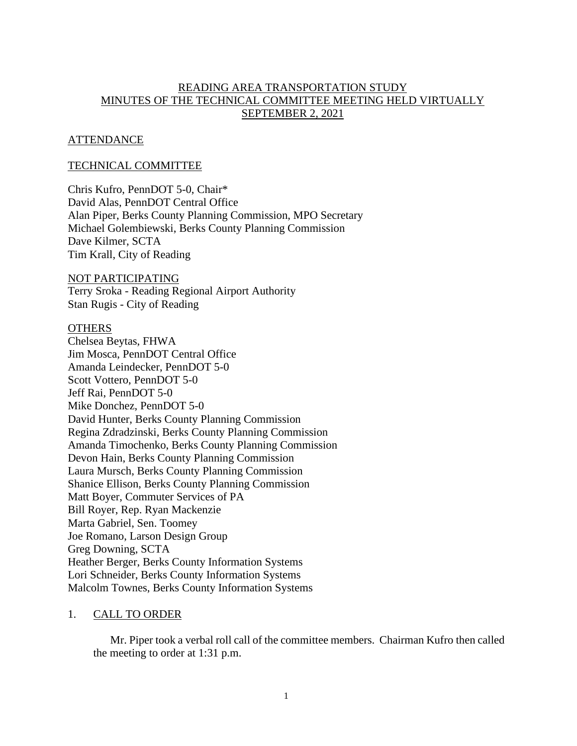# READING AREA TRANSPORTATION STUDY
# MINUTES OF THE TECHNICAL COMMITTEE MEETING HELD VIRTUALLY
# SEPTEMBER 2, 2021

## ATTENDANCE

## TECHNICAL COMMITTEE

Chris Kufro, PennDOT 5-0, Chair*
David Alas, PennDOT Central Office
Alan Piper, Berks County Planning Commission, MPO Secretary
Michael Golembiewski, Berks County Planning Commission
Dave Kilmer, SCTA
Tim Krall, City of Reading

## NOT PARTICIPATING

Terry Sroka - Reading Regional Airport Authority
Stan Rugis - City of Reading

## OTHERS

Chelsea Beytas, FHWA
Jim Mosca, PennDOT Central Office
Amanda Leindecker, PennDOT 5-0
Scott Vottero, PennDOT 5-0
Jeff Rai, PennDOT 5-0
Mike Donchez, PennDOT 5-0
David Hunter, Berks County Planning Commission
Regina Zdradzinski, Berks County Planning Commission
Amanda Timochenko, Berks County Planning Commission
Devon Hain, Berks County Planning Commission
Laura Mursch, Berks County Planning Commission
Shanice Ellison, Berks County Planning Commission
Matt Boyer, Commuter Services of PA
Bill Royer, Rep. Ryan Mackenzie
Marta Gabriel, Sen. Toomey
Joe Romano, Larson Design Group
Greg Downing, SCTA
Heather Berger, Berks County Information Systems
Lori Schneider, Berks County Information Systems
Malcolm Townes, Berks County Information Systems

## 1. CALL TO ORDER

Mr. Piper took a verbal roll call of the committee members. Chairman Kufro then called the meeting to order at 1:31 p.m.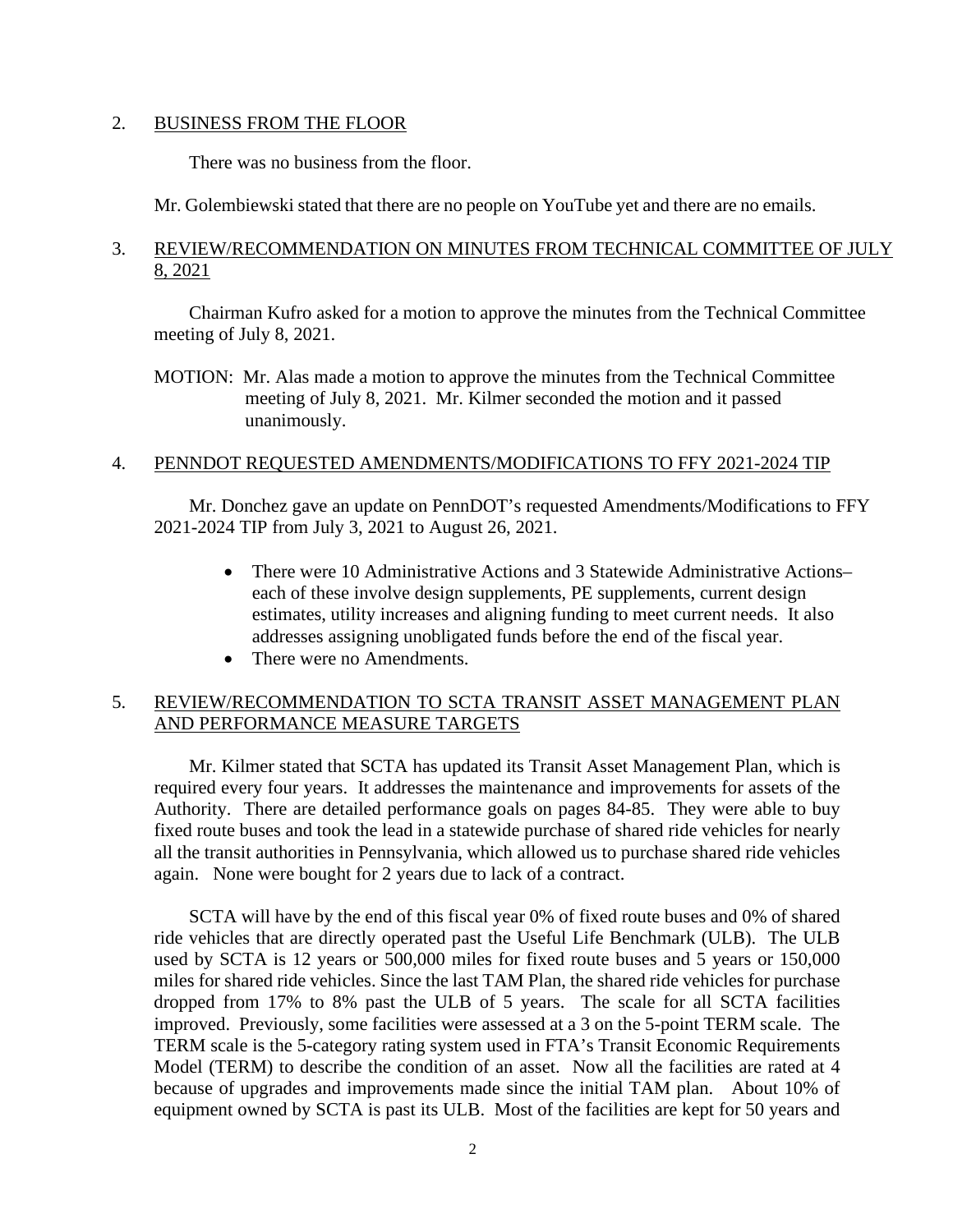2. BUSINESS FROM THE FLOOR

There was no business from the floor.

Mr. Golembiewski stated that there are no people on YouTube yet and there are no emails.

3. REVIEW/RECOMMENDATION ON MINUTES FROM TECHNICAL COMMITTEE OF JULY 8, 2021

Chairman Kufro asked for a motion to approve the minutes from the Technical Committee meeting of July 8, 2021.

MOTION: Mr. Alas made a motion to approve the minutes from the Technical Committee meeting of July 8, 2021. Mr. Kilmer seconded the motion and it passed unanimously.

4. PENNDOT REQUESTED AMENDMENTS/MODIFICATIONS TO FFY 2021-2024 TIP

Mr. Donchez gave an update on PennDOT's requested Amendments/Modifications to FFY 2021-2024 TIP from July 3, 2021 to August 26, 2021.

- There were 10 Administrative Actions and 3 Statewide Administrative Actions– each of these involve design supplements, PE supplements, current design estimates, utility increases and aligning funding to meet current needs. It also addresses assigning unobligated funds before the end of the fiscal year.
- There were no Amendments.

5. REVIEW/RECOMMENDATION TO SCTA TRANSIT ASSET MANAGEMENT PLAN AND PERFORMANCE MEASURE TARGETS

Mr. Kilmer stated that SCTA has updated its Transit Asset Management Plan, which is required every four years. It addresses the maintenance and improvements for assets of the Authority. There are detailed performance goals on pages 84-85. They were able to buy fixed route buses and took the lead in a statewide purchase of shared ride vehicles for nearly all the transit authorities in Pennsylvania, which allowed us to purchase shared ride vehicles again. None were bought for 2 years due to lack of a contract.

SCTA will have by the end of this fiscal year 0% of fixed route buses and 0% of shared ride vehicles that are directly operated past the Useful Life Benchmark (ULB). The ULB used by SCTA is 12 years or 500,000 miles for fixed route buses and 5 years or 150,000 miles for shared ride vehicles. Since the last TAM Plan, the shared ride vehicles for purchase dropped from 17% to 8% past the ULB of 5 years. The scale for all SCTA facilities improved. Previously, some facilities were assessed at a 3 on the 5-point TERM scale. The TERM scale is the 5-category rating system used in FTA's Transit Economic Requirements Model (TERM) to describe the condition of an asset. Now all the facilities are rated at 4 because of upgrades and improvements made since the initial TAM plan. About 10% of equipment owned by SCTA is past its ULB. Most of the facilities are kept for 50 years and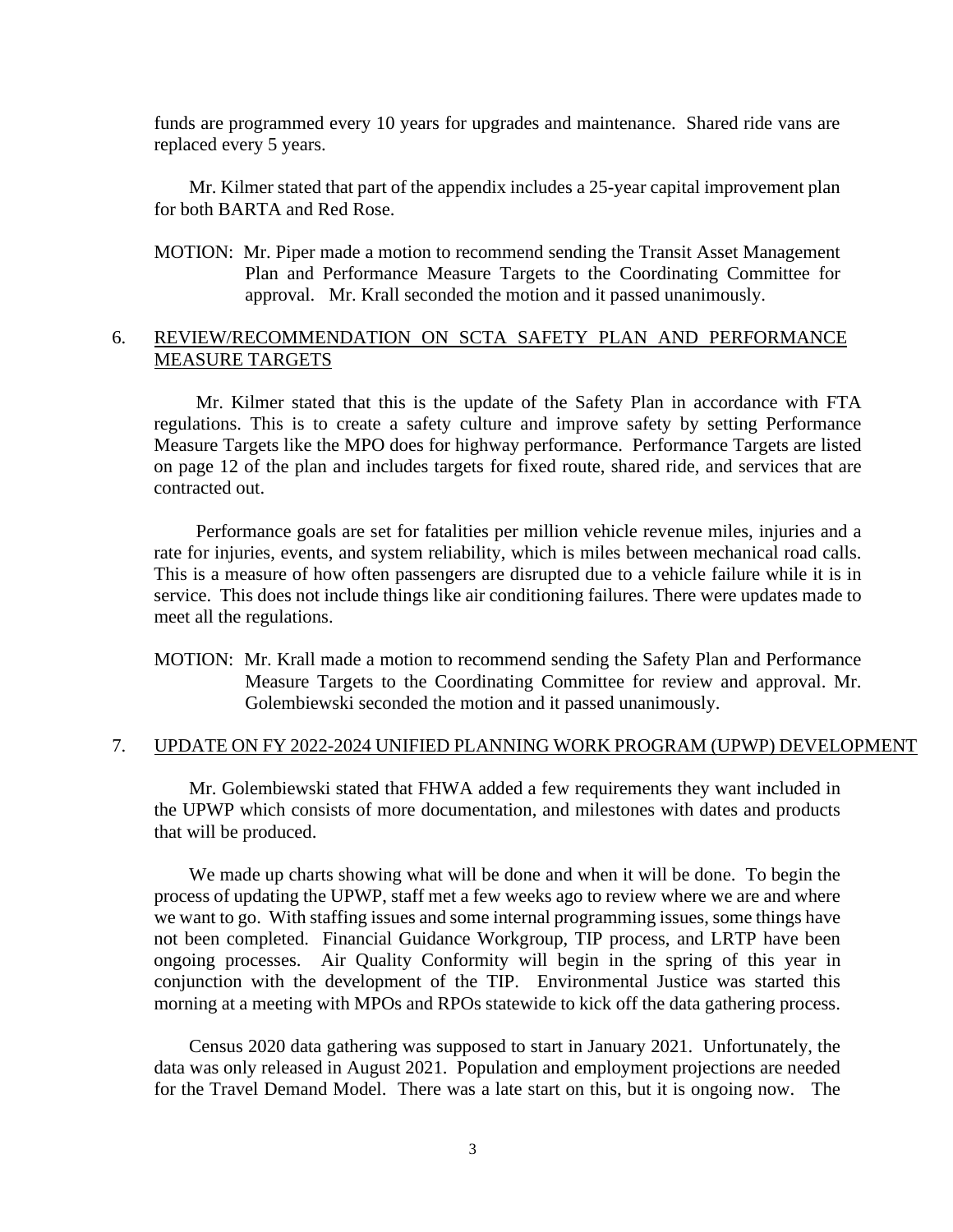funds are programmed every 10 years for upgrades and maintenance. Shared ride vans are replaced every 5 years.

Mr. Kilmer stated that part of the appendix includes a 25-year capital improvement plan for both BARTA and Red Rose.

MOTION: Mr. Piper made a motion to recommend sending the Transit Asset Management Plan and Performance Measure Targets to the Coordinating Committee for approval. Mr. Krall seconded the motion and it passed unanimously.

## 6. REVIEW/RECOMMENDATION ON SCTA SAFETY PLAN AND PERFORMANCE MEASURE TARGETS

Mr. Kilmer stated that this is the update of the Safety Plan in accordance with FTA regulations. This is to create a safety culture and improve safety by setting Performance Measure Targets like the MPO does for highway performance. Performance Targets are listed on page 12 of the plan and includes targets for fixed route, shared ride, and services that are contracted out.

Performance goals are set for fatalities per million vehicle revenue miles, injuries and a rate for injuries, events, and system reliability, which is miles between mechanical road calls. This is a measure of how often passengers are disrupted due to a vehicle failure while it is in service. This does not include things like air conditioning failures. There were updates made to meet all the regulations.

MOTION: Mr. Krall made a motion to recommend sending the Safety Plan and Performance Measure Targets to the Coordinating Committee for review and approval. Mr. Golembiewski seconded the motion and it passed unanimously.

## 7. UPDATE ON FY 2022-2024 UNIFIED PLANNING WORK PROGRAM (UPWP) DEVELOPMENT

Mr. Golembiewski stated that FHWA added a few requirements they want included in the UPWP which consists of more documentation, and milestones with dates and products that will be produced.

We made up charts showing what will be done and when it will be done. To begin the process of updating the UPWP, staff met a few weeks ago to review where we are and where we want to go. With staffing issues and some internal programming issues, some things have not been completed. Financial Guidance Workgroup, TIP process, and LRTP have been ongoing processes. Air Quality Conformity will begin in the spring of this year in conjunction with the development of the TIP. Environmental Justice was started this morning at a meeting with MPOs and RPOs statewide to kick off the data gathering process.

Census 2020 data gathering was supposed to start in January 2021. Unfortunately, the data was only released in August 2021. Population and employment projections are needed for the Travel Demand Model. There was a late start on this, but it is ongoing now. The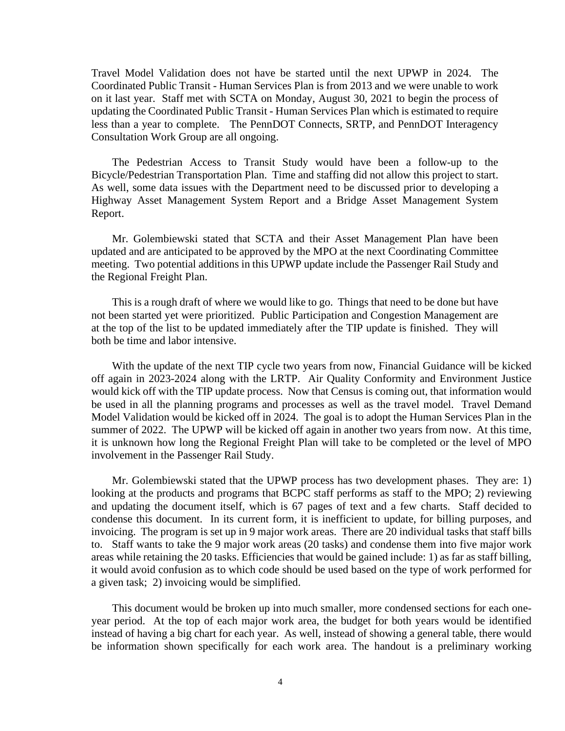Travel Model Validation does not have be started until the next UPWP in 2024. The Coordinated Public Transit - Human Services Plan is from 2013 and we were unable to work on it last year. Staff met with SCTA on Monday, August 30, 2021 to begin the process of updating the Coordinated Public Transit - Human Services Plan which is estimated to require less than a year to complete. The PennDOT Connects, SRTP, and PennDOT Interagency Consultation Work Group are all ongoing.

The Pedestrian Access to Transit Study would have been a follow-up to the Bicycle/Pedestrian Transportation Plan. Time and staffing did not allow this project to start. As well, some data issues with the Department need to be discussed prior to developing a Highway Asset Management System Report and a Bridge Asset Management System Report.

Mr. Golembiewski stated that SCTA and their Asset Management Plan have been updated and are anticipated to be approved by the MPO at the next Coordinating Committee meeting. Two potential additions in this UPWP update include the Passenger Rail Study and the Regional Freight Plan.

This is a rough draft of where we would like to go. Things that need to be done but have not been started yet were prioritized. Public Participation and Congestion Management are at the top of the list to be updated immediately after the TIP update is finished. They will both be time and labor intensive.

With the update of the next TIP cycle two years from now, Financial Guidance will be kicked off again in 2023-2024 along with the LRTP. Air Quality Conformity and Environment Justice would kick off with the TIP update process. Now that Census is coming out, that information would be used in all the planning programs and processes as well as the travel model. Travel Demand Model Validation would be kicked off in 2024. The goal is to adopt the Human Services Plan in the summer of 2022. The UPWP will be kicked off again in another two years from now. At this time, it is unknown how long the Regional Freight Plan will take to be completed or the level of MPO involvement in the Passenger Rail Study.

Mr. Golembiewski stated that the UPWP process has two development phases. They are: 1) looking at the products and programs that BCPC staff performs as staff to the MPO; 2) reviewing and updating the document itself, which is 67 pages of text and a few charts. Staff decided to condense this document. In its current form, it is inefficient to update, for billing purposes, and invoicing. The program is set up in 9 major work areas. There are 20 individual tasks that staff bills to. Staff wants to take the 9 major work areas (20 tasks) and condense them into five major work areas while retaining the 20 tasks. Efficiencies that would be gained include: 1) as far as staff billing, it would avoid confusion as to which code should be used based on the type of work performed for a given task; 2) invoicing would be simplified.

This document would be broken up into much smaller, more condensed sections for each one-year period. At the top of each major work area, the budget for both years would be identified instead of having a big chart for each year. As well, instead of showing a general table, there would be information shown specifically for each work area. The handout is a preliminary working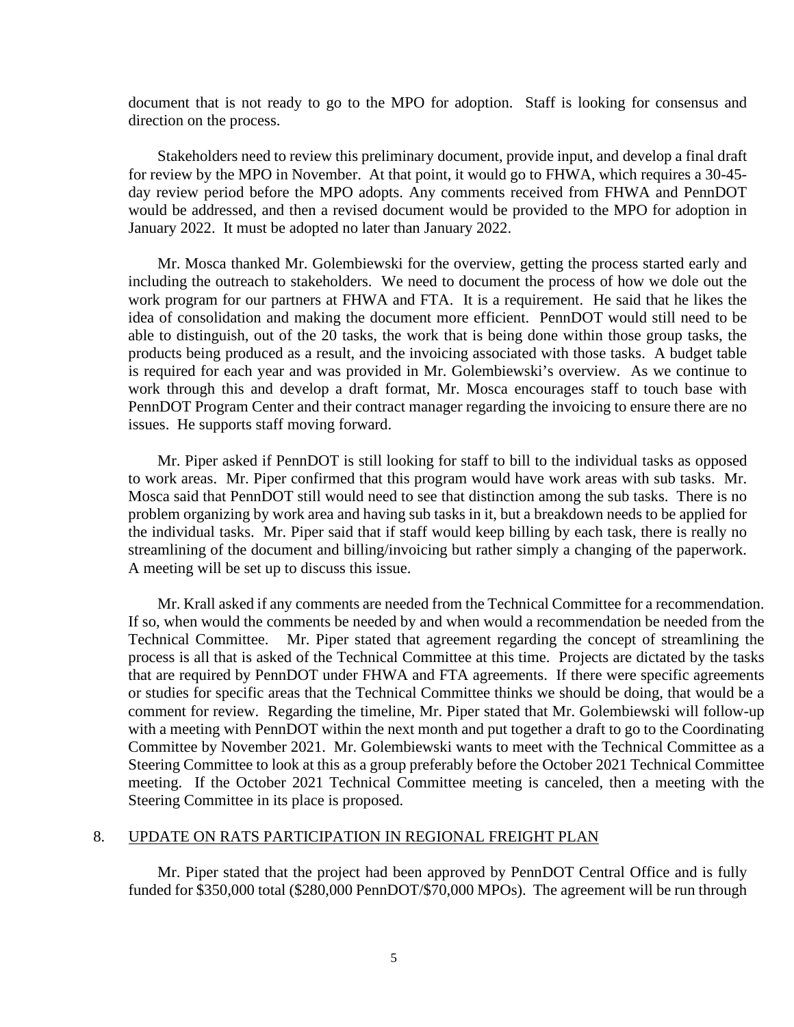document that is not ready to go to the MPO for adoption. Staff is looking for consensus and direction on the process.

Stakeholders need to review this preliminary document, provide input, and develop a final draft for review by the MPO in November. At that point, it would go to FHWA, which requires a 30-45-day review period before the MPO adopts. Any comments received from FHWA and PennDOT would be addressed, and then a revised document would be provided to the MPO for adoption in January 2022. It must be adopted no later than January 2022.

Mr. Mosca thanked Mr. Golembiewski for the overview, getting the process started early and including the outreach to stakeholders. We need to document the process of how we dole out the work program for our partners at FHWA and FTA. It is a requirement. He said that he likes the idea of consolidation and making the document more efficient. PennDOT would still need to be able to distinguish, out of the 20 tasks, the work that is being done within those group tasks, the products being produced as a result, and the invoicing associated with those tasks. A budget table is required for each year and was provided in Mr. Golembiewski's overview. As we continue to work through this and develop a draft format, Mr. Mosca encourages staff to touch base with PennDOT Program Center and their contract manager regarding the invoicing to ensure there are no issues. He supports staff moving forward.

Mr. Piper asked if PennDOT is still looking for staff to bill to the individual tasks as opposed to work areas. Mr. Piper confirmed that this program would have work areas with sub tasks. Mr. Mosca said that PennDOT still would need to see that distinction among the sub tasks. There is no problem organizing by work area and having sub tasks in it, but a breakdown needs to be applied for the individual tasks. Mr. Piper said that if staff would keep billing by each task, there is really no streamlining of the document and billing/invoicing but rather simply a changing of the paperwork. A meeting will be set up to discuss this issue.

Mr. Krall asked if any comments are needed from the Technical Committee for a recommendation. If so, when would the comments be needed by and when would a recommendation be needed from the Technical Committee. Mr. Piper stated that agreement regarding the concept of streamlining the process is all that is asked of the Technical Committee at this time. Projects are dictated by the tasks that are required by PennDOT under FHWA and FTA agreements. If there were specific agreements or studies for specific areas that the Technical Committee thinks we should be doing, that would be a comment for review. Regarding the timeline, Mr. Piper stated that Mr. Golembiewski will follow-up with a meeting with PennDOT within the next month and put together a draft to go to the Coordinating Committee by November 2021. Mr. Golembiewski wants to meet with the Technical Committee as a Steering Committee to look at this as a group preferably before the October 2021 Technical Committee meeting. If the October 2021 Technical Committee meeting is canceled, then a meeting with the Steering Committee in its place is proposed.

8. UPDATE ON RATS PARTICIPATION IN REGIONAL FREIGHT PLAN

Mr. Piper stated that the project had been approved by PennDOT Central Office and is fully funded for $350,000 total ($280,000 PennDOT/$70,000 MPOs). The agreement will be run through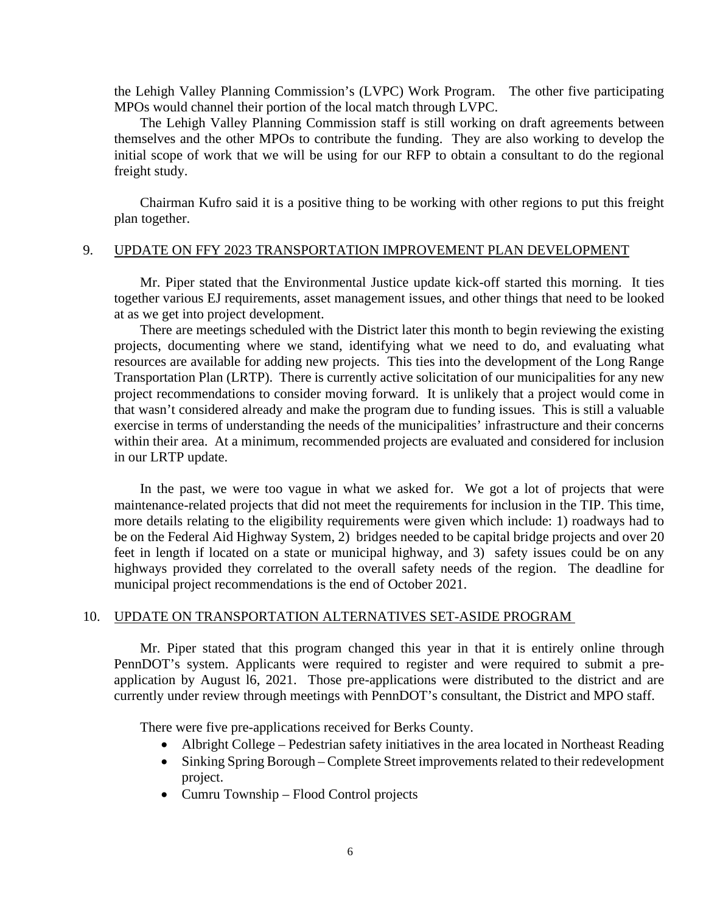the Lehigh Valley Planning Commission's (LVPC) Work Program. The other five participating MPOs would channel their portion of the local match through LVPC.

The Lehigh Valley Planning Commission staff is still working on draft agreements between themselves and the other MPOs to contribute the funding. They are also working to develop the initial scope of work that we will be using for our RFP to obtain a consultant to do the regional freight study.

Chairman Kufro said it is a positive thing to be working with other regions to put this freight plan together.

9. UPDATE ON FFY 2023 TRANSPORTATION IMPROVEMENT PLAN DEVELOPMENT

Mr. Piper stated that the Environmental Justice update kick-off started this morning. It ties together various EJ requirements, asset management issues, and other things that need to be looked at as we get into project development.

There are meetings scheduled with the District later this month to begin reviewing the existing projects, documenting where we stand, identifying what we need to do, and evaluating what resources are available for adding new projects. This ties into the development of the Long Range Transportation Plan (LRTP). There is currently active solicitation of our municipalities for any new project recommendations to consider moving forward. It is unlikely that a project would come in that wasn't considered already and make the program due to funding issues. This is still a valuable exercise in terms of understanding the needs of the municipalities' infrastructure and their concerns within their area. At a minimum, recommended projects are evaluated and considered for inclusion in our LRTP update.

In the past, we were too vague in what we asked for. We got a lot of projects that were maintenance-related projects that did not meet the requirements for inclusion in the TIP. This time, more details relating to the eligibility requirements were given which include: 1) roadways had to be on the Federal Aid Highway System, 2) bridges needed to be capital bridge projects and over 20 feet in length if located on a state or municipal highway, and 3) safety issues could be on any highways provided they correlated to the overall safety needs of the region. The deadline for municipal project recommendations is the end of October 2021.

10. UPDATE ON TRANSPORTATION ALTERNATIVES SET-ASIDE PROGRAM

Mr. Piper stated that this program changed this year in that it is entirely online through PennDOT's system. Applicants were required to register and were required to submit a pre-application by August l6, 2021. Those pre-applications were distributed to the district and are currently under review through meetings with PennDOT's consultant, the District and MPO staff.

There were five pre-applications received for Berks County.

- Albright College – Pedestrian safety initiatives in the area located in Northeast Reading
- Sinking Spring Borough – Complete Street improvements related to their redevelopment project.
- Cumru Township – Flood Control projects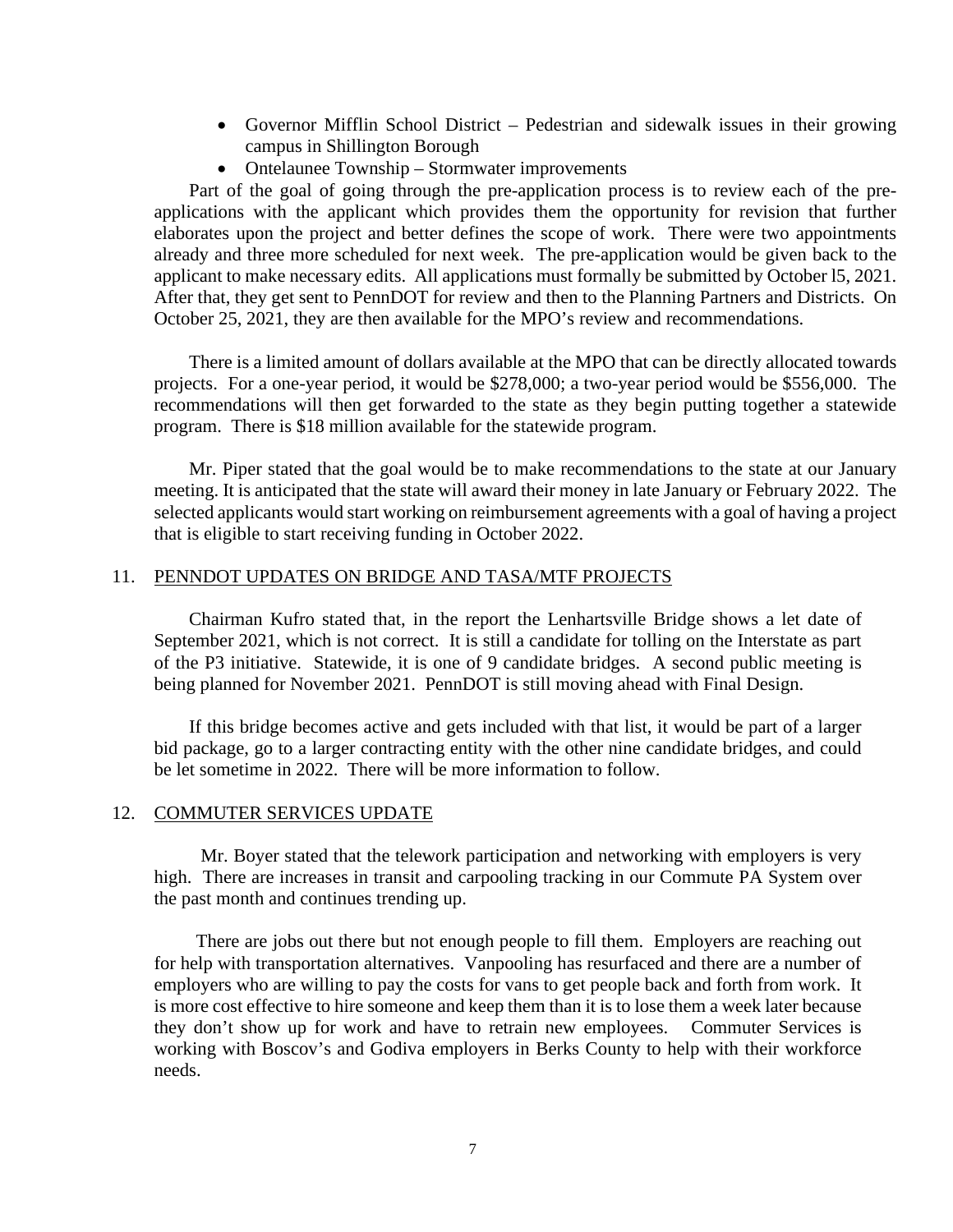- Governor Mifflin School District – Pedestrian and sidewalk issues in their growing campus in Shillington Borough
- Ontelaunee Township – Stormwater improvements

Part of the goal of going through the pre-application process is to review each of the pre-applications with the applicant which provides them the opportunity for revision that further elaborates upon the project and better defines the scope of work. There were two appointments already and three more scheduled for next week. The pre-application would be given back to the applicant to make necessary edits. All applications must formally be submitted by October l5, 2021. After that, they get sent to PennDOT for review and then to the Planning Partners and Districts. On October 25, 2021, they are then available for the MPO's review and recommendations.

There is a limited amount of dollars available at the MPO that can be directly allocated towards projects. For a one-year period, it would be $278,000; a two-year period would be $556,000. The recommendations will then get forwarded to the state as they begin putting together a statewide program. There is $18 million available for the statewide program.

Mr. Piper stated that the goal would be to make recommendations to the state at our January meeting. It is anticipated that the state will award their money in late January or February 2022. The selected applicants would start working on reimbursement agreements with a goal of having a project that is eligible to start receiving funding in October 2022.

11. <u>PENNDOT UPDATES ON BRIDGE AND TASA/MTF PROJECTS</u>

Chairman Kufro stated that, in the report the Lenhartsville Bridge shows a let date of September 2021, which is not correct. It is still a candidate for tolling on the Interstate as part of the P3 initiative. Statewide, it is one of 9 candidate bridges. A second public meeting is being planned for November 2021. PennDOT is still moving ahead with Final Design.

If this bridge becomes active and gets included with that list, it would be part of a larger bid package, go to a larger contracting entity with the other nine candidate bridges, and could be let sometime in 2022. There will be more information to follow.

12. <u>COMMUTER SERVICES UPDATE</u>

Mr. Boyer stated that the telework participation and networking with employers is very high. There are increases in transit and carpooling tracking in our Commute PA System over the past month and continues trending up.

There are jobs out there but not enough people to fill them. Employers are reaching out for help with transportation alternatives. Vanpooling has resurfaced and there are a number of employers who are willing to pay the costs for vans to get people back and forth from work. It is more cost effective to hire someone and keep them than it is to lose them a week later because they don't show up for work and have to retrain new employees. Commuter Services is working with Boscov's and Godiva employers in Berks County to help with their workforce needs.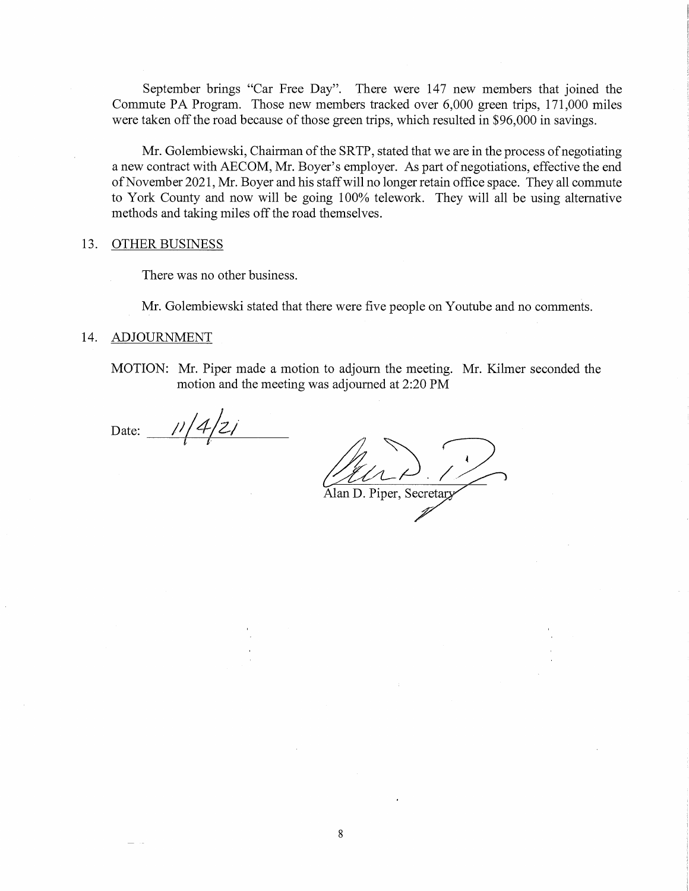September brings "Car Free Day". There were 147 new members that joined the Commute PA Program. Those new members tracked over 6,000 green trips, 171,000 miles were taken off the road because of those green trips, which resulted in $96,000 in savings.

Mr. Golembiewski, Chairman of the SRTP, stated that we are in the process of negotiating a new contract with AECOM, Mr. Boyer's employer. As part of negotiations, effective the end of November 2021, Mr. Boyer and his staff will no longer retain office space. They all commute to York County and now will be going 100% telework. They will all be using alternative methods and taking miles off the road themselves.

13. <u>OTHER BUSINESS</u>

There was no other business.

Mr. Golembiewski stated that there were five people on Youtube and no comments.

14. <u>ADJOURNMENT</u>

MOTION: Mr. Piper made a motion to adjourn the meeting. Mr. Kilmer seconded the motion and the meeting was adjourned at 2:20 PM

Date: 11/4/21

Alan D. Piper, Secretary